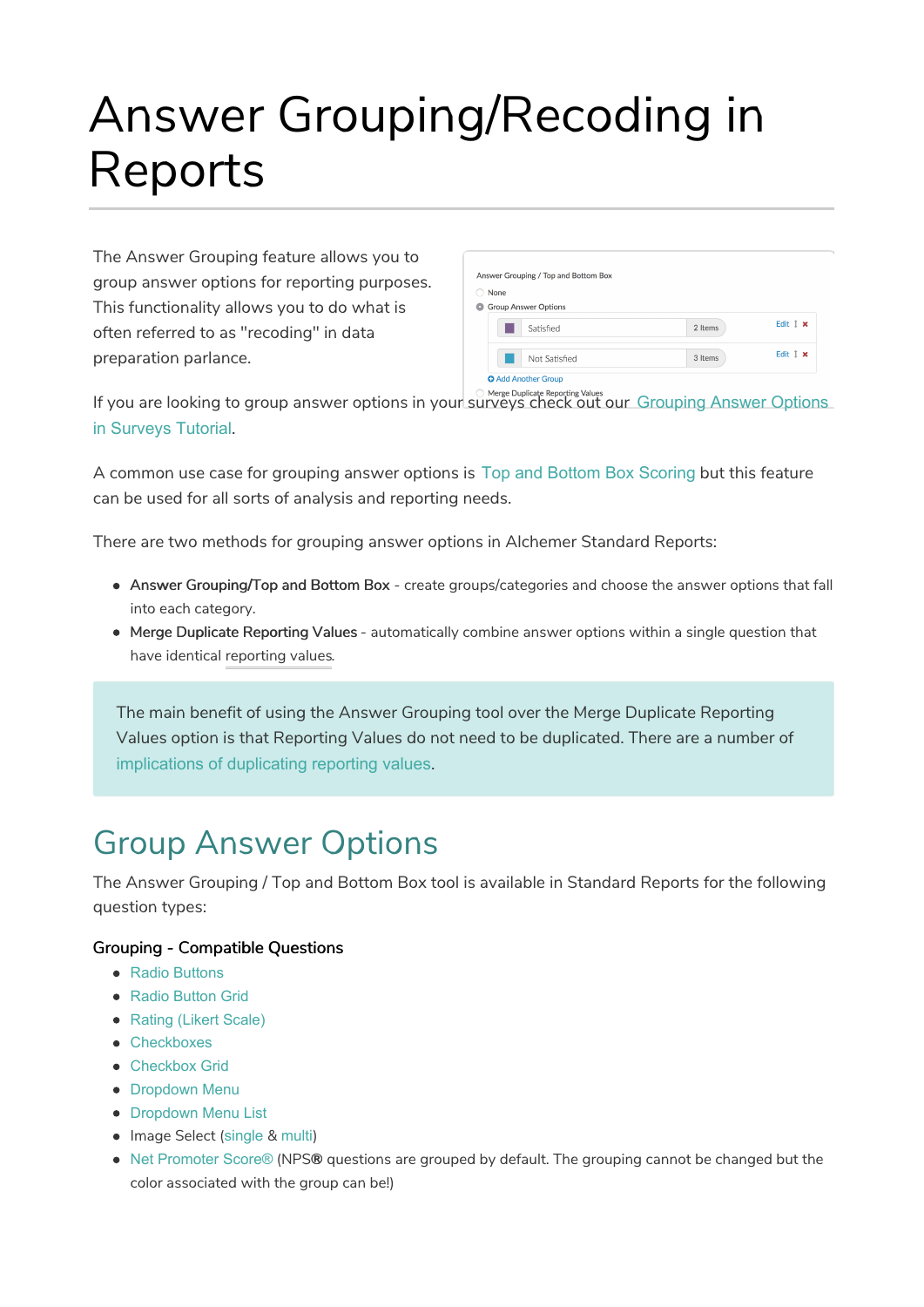# Answer Grouping/Recoding in Reports

The Answer Grouping feature allows you to group answer options for reporting purposes. This functionality allows you to do what is often referred to as "recoding" in data preparation parlance.

If you are looking to group answer options in your surveys check out our Grouping Answer Options in Surveys Tutorial.

A common use case for grouping answer options is Top and Bottom Box Scoring but this feature can be used for all sorts of analysis and reporting needs.

There are two methods for grouping answer options in Alchemer Standard Reports:

- **Answer Grouping/Top and Bottom Box** - create groups/categories and choose the answer options that fall into each category.
- **Merge Duplicate Reporting Values** - automatically combine answer options within a single question that have identical reporting values.

> The main benefit of using the Answer Grouping tool over the Merge Duplicate Reporting Values option is that Reporting Values do not need to be duplicated. There are a number of implications of duplicating reporting values.

## Group Answer Options

The Answer Grouping / Top and Bottom Box tool is available in Standard Reports for the following question types:

**Grouping - Compatible Questions**

- Radio Buttons
- Radio Button Grid
- Rating (Likert Scale)
- Checkboxes
- Checkbox Grid
- Dropdown Menu
- Dropdown Menu List
- Image Select (single & multi)
- Net Promoter Score® (NPS® questions are grouped by default. The grouping cannot be changed but the color associated with the group can be!)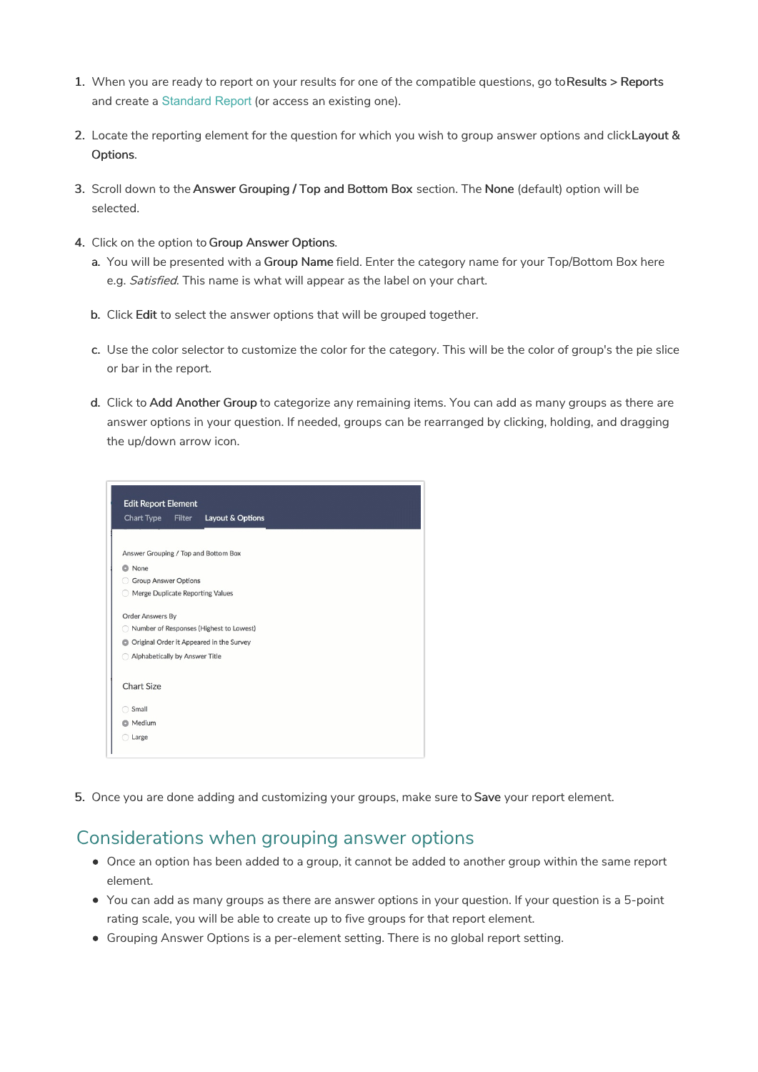1. When you are ready to report on your results for one of the compatible questions, go to **Results > Reports** and create a Standard Report (or access an existing one).

2. Locate the reporting element for the question for which you wish to group answer options and click **Layout & Options**.

3. Scroll down to the **Answer Grouping / Top and Bottom Box** section. The **None** (default) option will be selected.

4. Click on the option to **Group Answer Options**.
   a. You will be presented with a **Group Name** field. Enter the category name for your Top/Bottom Box here e.g. *Satisfied*. This name is what will appear as the label on your chart.

   b. Click **Edit** to select the answer options that will be grouped together.

   c. Use the color selector to customize the color for the category. This will be the color of group's the pie slice or bar in the report.

   d. Click to **Add Another Group** to categorize any remaining items. You can add as many groups as there are answer options in your question. If needed, groups can be rearranged by clicking, holding, and dragging the up/down arrow icon.

5. Once you are done adding and customizing your groups, make sure to **Save** your report element.

## Considerations when grouping answer options

- Once an option has been added to a group, it cannot be added to another group within the same report element.
- You can add as many groups as there are answer options in your question. If your question is a 5-point rating scale, you will be able to create up to five groups for that report element.
- Grouping Answer Options is a per-element setting. There is no global report setting.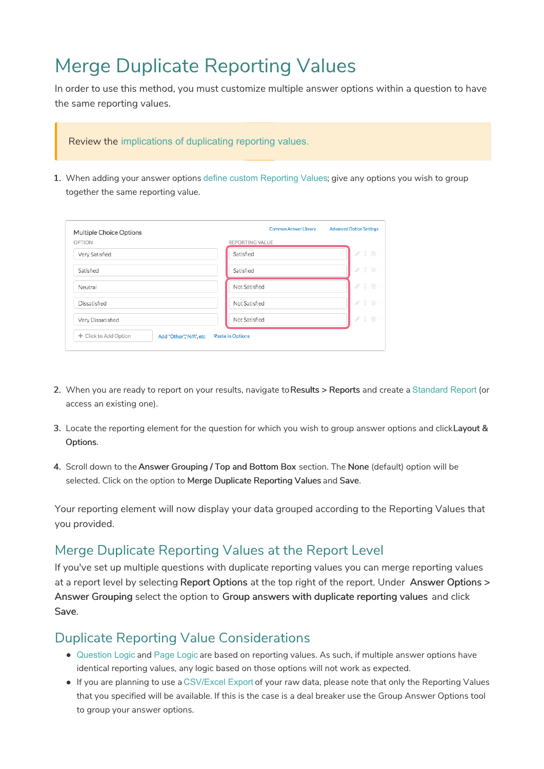# Merge Duplicate Reporting Values

In order to use this method, you must customize multiple answer options within a question to have the same reporting values.

> Review the implications of duplicating reporting values.

1. When adding your answer options define custom Reporting Values; give any options you wish to group together the same reporting value.

| OPTION | REPORTING VALUE |
| --- | --- |
| Very Satisfied | Satisfied |
| Satisfied | Satisfied |
| Neutral | Not Satisfied |
| Dissatisfied | Not Satisfied |
| Very Dissatisfied | Not Satisfied |

2. When you are ready to report on your results, navigate to **Results > Reports** and create a Standard Report (or access an existing one).

3. Locate the reporting element for the question for which you wish to group answer options and click **Layout & Options**.

4. Scroll down to the **Answer Grouping / Top and Bottom Box** section. The **None** (default) option will be selected. Click on the option to **Merge Duplicate Reporting Values** and **Save**.

Your reporting element will now display your data grouped according to the Reporting Values that you provided.

## Merge Duplicate Reporting Values at the Report Level

If you've set up multiple questions with duplicate reporting values you can merge reporting values at a report level by selecting **Report Options** at the top right of the report. Under **Answer Options > Answer Grouping** select the option to **Group answers with duplicate reporting values** and click **Save**.

## Duplicate Reporting Value Considerations

- Question Logic and Page Logic are based on reporting values. As such, if multiple answer options have identical reporting values, any logic based on those options will not work as expected.
- If you are planning to use a CSV/Excel Export of your raw data, please note that only the Reporting Values that you specified will be available. If this is the case is a deal breaker use the Group Answer Options tool to group your answer options.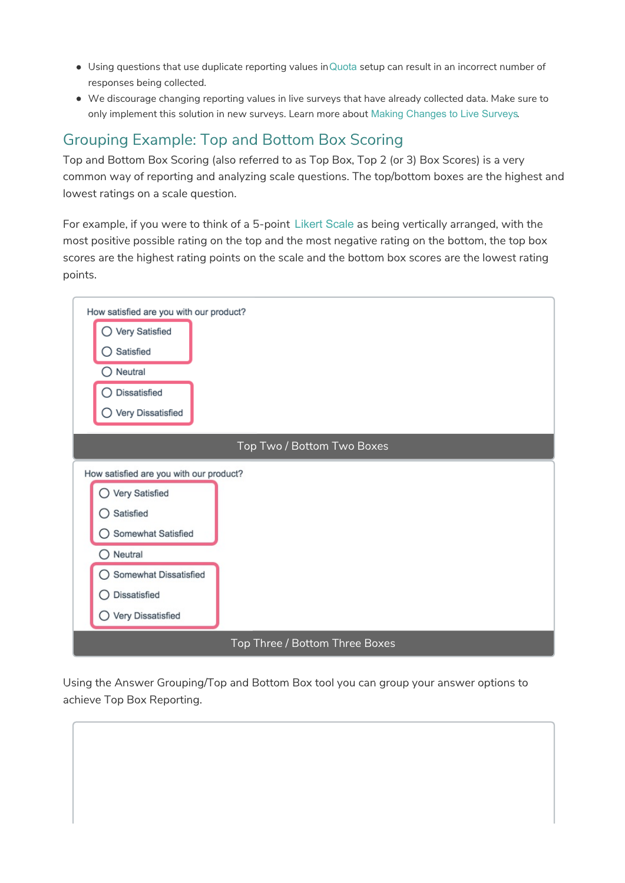- Using questions that use duplicate reporting values in Quota setup can result in an incorrect number of responses being collected.
- We discourage changing reporting values in live surveys that have already collected data. Make sure to only implement this solution in new surveys. Learn more about Making Changes to Live Surveys.

## Grouping Example: Top and Bottom Box Scoring

Top and Bottom Box Scoring (also referred to as Top Box, Top 2 (or 3) Box Scores) is a very common way of reporting and analyzing scale questions. The top/bottom boxes are the highest and lowest ratings on a scale question.

For example, if you were to think of a 5-point Likert Scale as being vertically arranged, with the most positive possible rating on the top and the most negative rating on the bottom, the top box scores are the highest rating points on the scale and the bottom box scores are the lowest rating points.

How satisfied are you with our product?

- Very Satisfied
- Satisfied
- Neutral
- Dissatisfied
- Very Dissatisfied

Top Two / Bottom Two Boxes

How satisfied are you with our product?

- Very Satisfied
- Satisfied
- Somewhat Satisfied
- Neutral
- Somewhat Dissatisfied
- Dissatisfied
- Very Dissatisfied

Top Three / Bottom Three Boxes

Using the Answer Grouping/Top and Bottom Box tool you can group your answer options to achieve Top Box Reporting.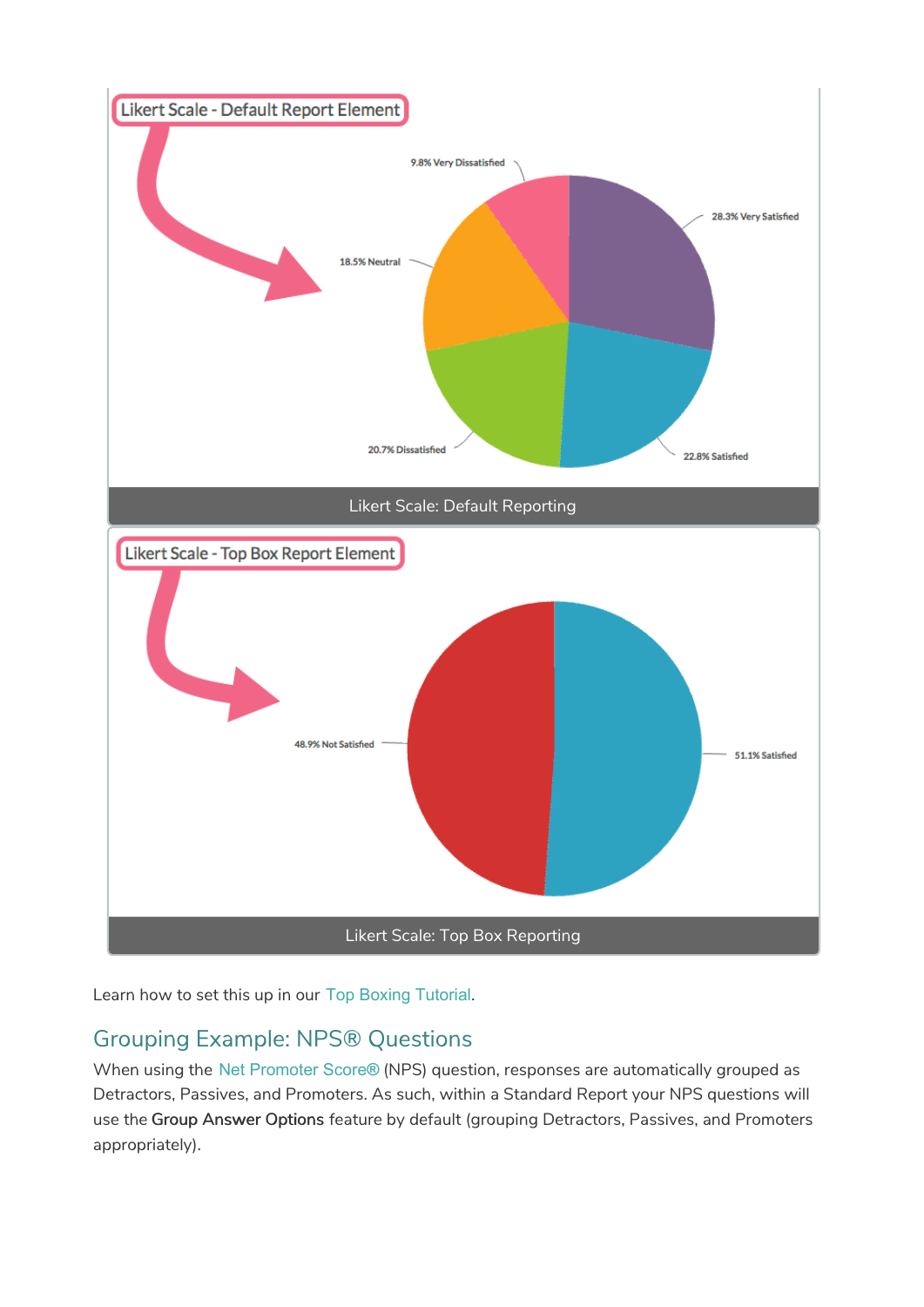Likert Scale: Default Reporting

Likert Scale: Top Box Reporting

Learn how to set this up in our Top Boxing Tutorial.

## Grouping Example: NPS® Questions

When using the Net Promoter Score® (NPS) question, responses are automatically grouped as Detractors, Passives, and Promoters. As such, within a Standard Report your NPS questions will use the **Group Answer Options** feature by default (grouping Detractors, Passives, and Promoters appropriately).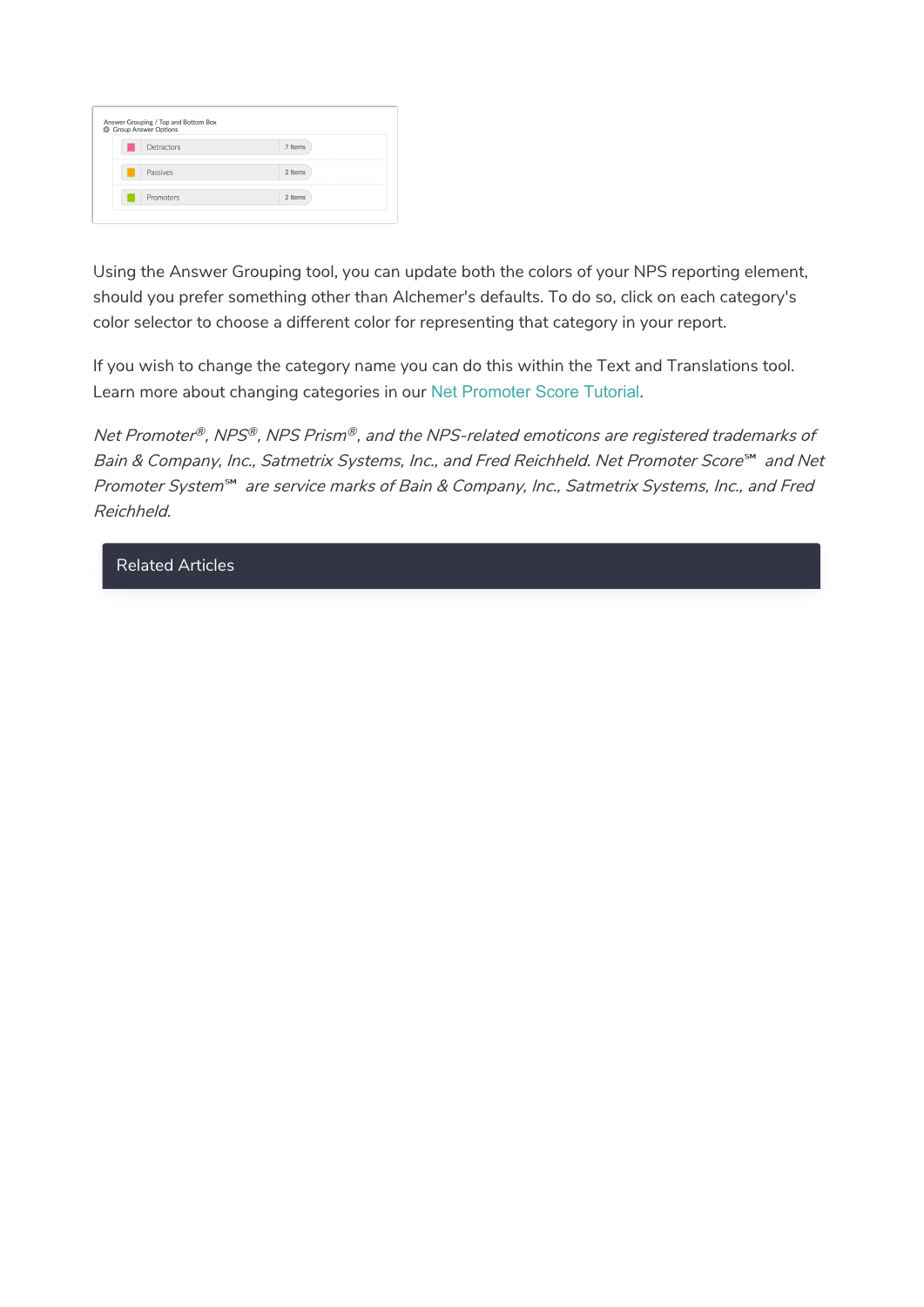Using the Answer Grouping tool, you can update both the colors of your NPS reporting element, should you prefer something other than Alchemer's defaults. To do so, click on each category's color selector to choose a different color for representing that category in your report.

If you wish to change the category name you can do this within the Text and Translations tool. Learn more about changing categories in our Net Promoter Score Tutorial.

*Net Promoter®, NPS®, NPS Prism®, and the NPS-related emoticons are registered trademarks of Bain & Company, Inc., Satmetrix Systems, Inc., and Fred Reichheld. Net Promoter Score℠ and Net Promoter System℠ are service marks of Bain & Company, Inc., Satmetrix Systems, Inc., and Fred Reichheld.*

## Related Articles